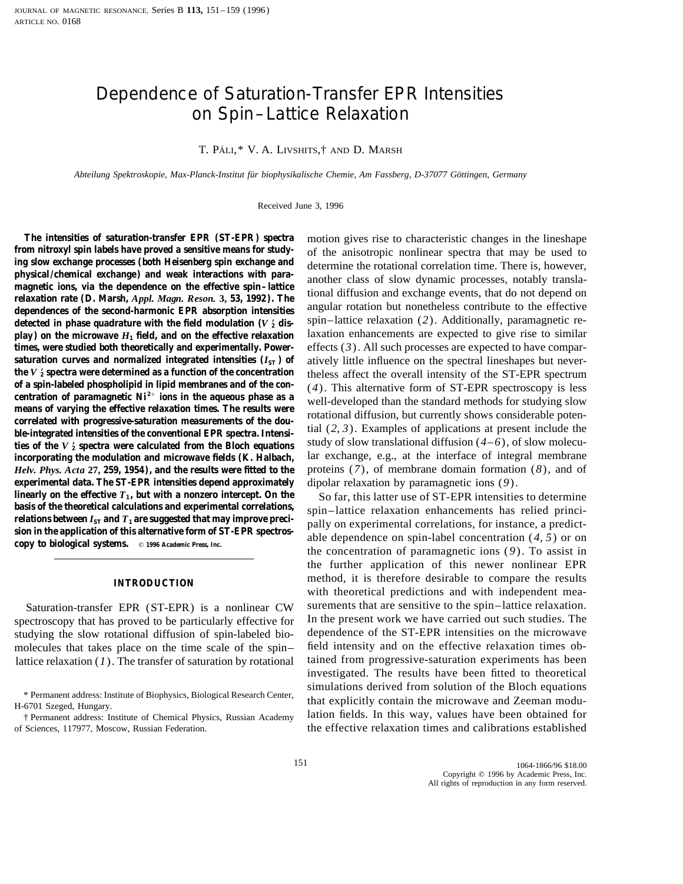# Dependence of Saturation-Transfer EPR Intensities on Spin–Lattice Relaxation

T. Páli,* V. A. Livshits,† and D. Marsh

*Abteilung Spektroskopie, Max-Planck-Institut für biophysikalische Chemie, Am Fassberg, D-37077 Göttingen, Germany*

Received June 3, 1996

**The intensities of saturation-transfer EPR (ST-EPR) spectra from nitroxyl spin labels have proved a sensitive means for studying slow exchange processes (both Heisenberg spin exchange and physical/chemical exchange) and weak interactions with paramagnetic ions, via the dependence on the effective spin–lattice relaxation rate (D. Marsh, *Appl. Magn. Reson.* 3, 53, 1992). The dependences of the second-harmonic EPR absorption intensities detected in phase quadrature with the field modulation ($V_2'$ display) on the microwave $H_1$ field, and on the effective relaxation times, were studied both theoretically and experimentally. Power-saturation curves and normalized integrated intensities ($I_{ST}$) of the $V_2'$ spectra were determined as a function of the concentration of a spin-labeled phospholipid in lipid membranes and of the concentration of paramagnetic $Ni^{2+}$ ions in the aqueous phase as a means of varying the effective relaxation times. The results were correlated with progressive-saturation measurements of the double-integrated intensities of the conventional EPR spectra. Intensities of the $V_2'$ spectra were calculated from the Bloch equations incorporating the modulation and microwave fields (K. Halbach, *Helv. Phys. Acta* 27, 259, 1954), and the results were fitted to the experimental data. The ST-EPR intensities depend approximately linearly on the effective $T_1$, but with a nonzero intercept. On the basis of the theoretical calculations and experimental correlations, relations between $I_{ST}$ and $T_1$ are suggested that may improve precision in the application of this alternative form of ST-EPR spectroscopy to biological systems.** © 1996 Academic Press, Inc.

## INTRODUCTION

Saturation-transfer EPR (ST-EPR) is a nonlinear CW spectroscopy that has proved to be particularly effective for studying the slow rotational diffusion of spin-labeled biomolecules that takes place on the time scale of the spin–lattice relaxation (*1*). The transfer of saturation by rotational motion gives rise to characteristic changes in the lineshape of the anisotropic nonlinear spectra that may be used to determine the rotational correlation time. There is, however, another class of slow dynamic processes, notably translational diffusion and exchange events, that do not depend on angular rotation but nonetheless contribute to the effective spin–lattice relaxation (*2*). Additionally, paramagnetic relaxation enhancements are expected to give rise to similar effects (*3*). All such processes are expected to have comparatively little influence on the spectral lineshapes but nevertheless affect the overall intensity of the ST-EPR spectrum (*4*). This alternative form of ST-EPR spectroscopy is less well-developed than the standard methods for studying slow rotational diffusion, but currently shows considerable potential (*2, 3*). Examples of applications at present include the study of slow translational diffusion (*4–6*), of slow molecular exchange, e.g., at the interface of integral membrane proteins (*7*), of membrane domain formation (*8*), and of dipolar relaxation by paramagnetic ions (*9*).

So far, this latter use of ST-EPR intensities to determine spin–lattice relaxation enhancements has relied principally on experimental correlations, for instance, a predictable dependence on spin-label concentration (*4, 5*) or on the concentration of paramagnetic ions (*9*). To assist in the further application of this newer nonlinear EPR method, it is therefore desirable to compare the results with theoretical predictions and with independent measurements that are sensitive to the spin–lattice relaxation. In the present work we have carried out such studies. The dependence of the ST-EPR intensities on the microwave field intensity and on the effective relaxation times obtained from progressive-saturation experiments has been investigated. The results have been fitted to theoretical simulations derived from solution of the Bloch equations that explicitly contain the microwave and Zeeman modulation fields. In this way, values have been obtained for the effective relaxation times and calibrations established

\* Permanent address: Institute of Biophysics, Biological Research Center, H-6701 Szeged, Hungary.

† Permanent address: Institute of Chemical Physics, Russian Academy of Sciences, 117977, Moscow, Russian Federation.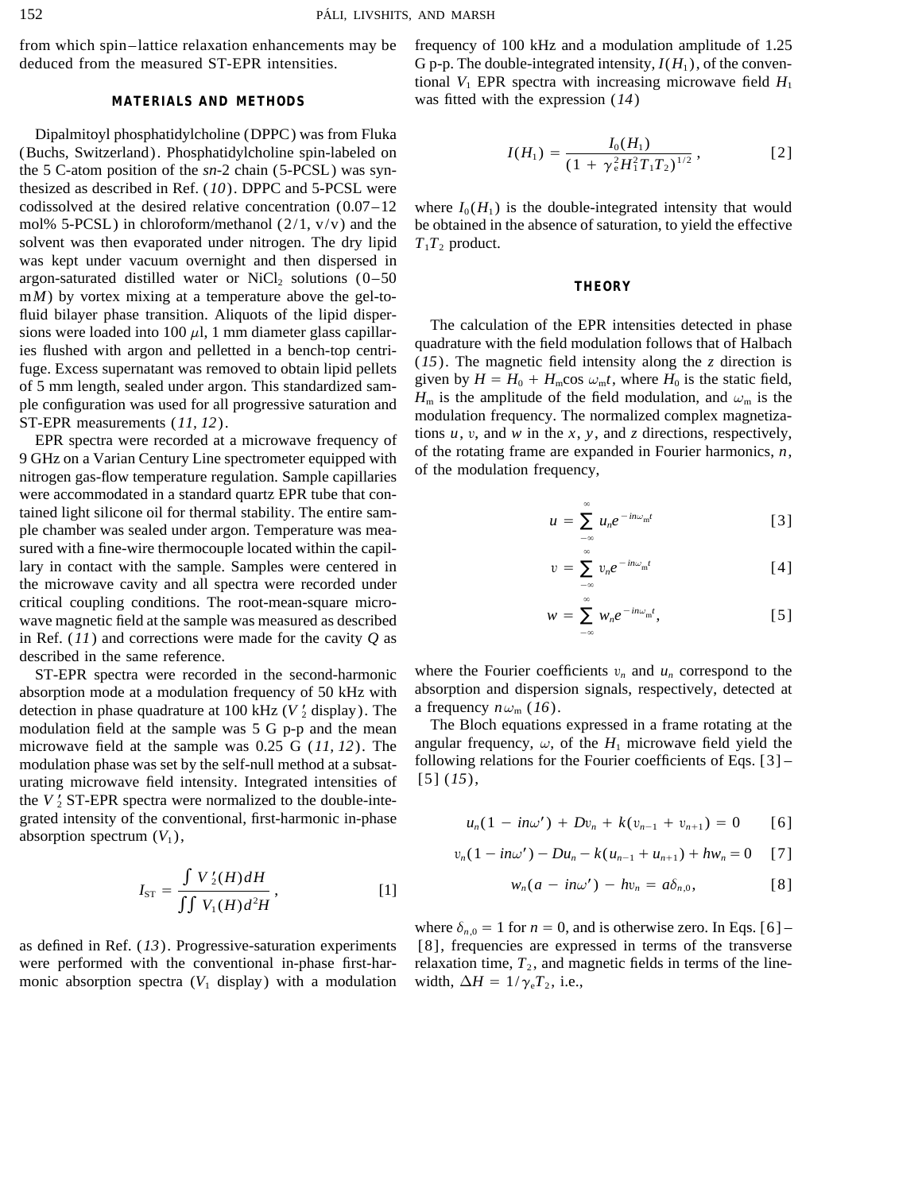from which spin–lattice relaxation enhancements may be deduced from the measured ST-EPR intensities.

## MATERIALS AND METHODS

Dipalmitoyl phosphatidylcholine (DPPC) was from Fluka (Buchs, Switzerland). Phosphatidylcholine spin-labeled on the 5 C-atom position of the *sn*-2 chain (5-PCSL) was synthesized as described in Ref. (*10*). DPPC and 5-PCSL were codissolved at the desired relative concentration (0.07–12 mol% 5-PCSL) in chloroform/methanol (2/1, v/v) and the solvent was then evaporated under nitrogen. The dry lipid was kept under vacuum overnight and then dispersed in argon-saturated distilled water or $NiCl_2$ solutions (0–50 m*M*) by vortex mixing at a temperature above the gel-to-fluid bilayer phase transition. Aliquots of the lipid dispersions were loaded into 100 $\mu$l, 1 mm diameter glass capillaries flushed with argon and pelletted in a bench-top centrifuge. Excess supernatant was removed to obtain lipid pellets of 5 mm length, sealed under argon. This standardized sample configuration was used for all progressive saturation and ST-EPR measurements (*11, 12*).

EPR spectra were recorded at a microwave frequency of 9 GHz on a Varian Century Line spectrometer equipped with nitrogen gas-flow temperature regulation. Sample capillaries were accommodated in a standard quartz EPR tube that contained light silicone oil for thermal stability. The entire sample chamber was sealed under argon. Temperature was measured with a fine-wire thermocouple located within the capillary in contact with the sample. Samples were centered in the microwave cavity and all spectra were recorded under critical coupling conditions. The root-mean-square microwave magnetic field at the sample was measured as described in Ref. (*11*) and corrections were made for the cavity *Q* as described in the same reference.

ST-EPR spectra were recorded in the second-harmonic absorption mode at a modulation frequency of 50 kHz with detection in phase quadrature at 100 kHz ($V_2'$ display). The modulation field at the sample was 5 G p-p and the mean microwave field at the sample was 0.25 G (*11, 12*). The modulation phase was set by the self-null method at a subsaturating microwave field intensity. Integrated intensities of the $V_2'$ ST-EPR spectra were normalized to the double-integrated intensity of the conventional, first-harmonic in-phase absorption spectrum ($V_1$),

$$I_{ST} = \frac{\int V_2'(H)dH}{\iint V_1(H)d^2H}, \qquad [1]$$

as defined in Ref. (*13*). Progressive-saturation experiments were performed with the conventional in-phase first-harmonic absorption spectra ($V_1$ display) with a modulation frequency of 100 kHz and a modulation amplitude of 1.25 G p-p. The double-integrated intensity, $I(H_1)$, of the conventional $V_1$ EPR spectra with increasing microwave field $H_1$ was fitted with the expression (*14*)

$$I(H_1) = \frac{I_0(H_1)}{(1 + \gamma_e^2 H_1^2 T_1 T_2)^{1/2}}, \qquad [2]$$

where $I_0(H_1)$ is the double-integrated intensity that would be obtained in the absence of saturation, to yield the effective $T_1T_2$ product.

## THEORY

The calculation of the EPR intensities detected in phase quadrature with the field modulation follows that of Halbach (*15*). The magnetic field intensity along the *z* direction is given by $H = H_0 + H_m \cos \omega_m t$, where $H_0$ is the static field, $H_m$ is the amplitude of the field modulation, and $\omega_m$ is the modulation frequency. The normalized complex magnetizations *u*, *v*, and *w* in the *x*, *y*, and *z* directions, respectively, of the rotating frame are expanded in Fourier harmonics, *n*, of the modulation frequency,

$$u = \sum_{-\infty}^{\infty} u_n e^{-in\omega_m t} \qquad [3]$$

$$v = \sum_{-\infty}^{\infty} v_n e^{-in\omega_m t} \qquad [4]$$

$$w = \sum_{-\infty}^{\infty} w_n e^{-in\omega_m t}, \qquad [5]$$

where the Fourier coefficients $v_n$ and $u_n$ correspond to the absorption and dispersion signals, respectively, detected at a frequency $n\omega_m$ (*16*).

The Bloch equations expressed in a frame rotating at the angular frequency, $\omega$, of the $H_1$ microwave field yield the following relations for the Fourier coefficients of Eqs. [3]–[5] (*15*),

$$u_n(1 - in\omega') + Dv_n + k(v_{n-1} + v_{n+1}) = 0 \qquad [6]$$

$$v_n(1 - in\omega') - Du_n - k(u_{n-1} + u_{n+1}) + hw_n = 0 \qquad [7]$$

$$w_n(a - in\omega') - hv_n = a\delta_{n,0}, \qquad [8]$$

where $\delta_{n,0} = 1$ for $n = 0$, and is otherwise zero. In Eqs. [6]–[8], frequencies are expressed in terms of the transverse relaxation time, $T_2$, and magnetic fields in terms of the linewidth, $\Delta H = 1/\gamma_e T_2$, i.e.,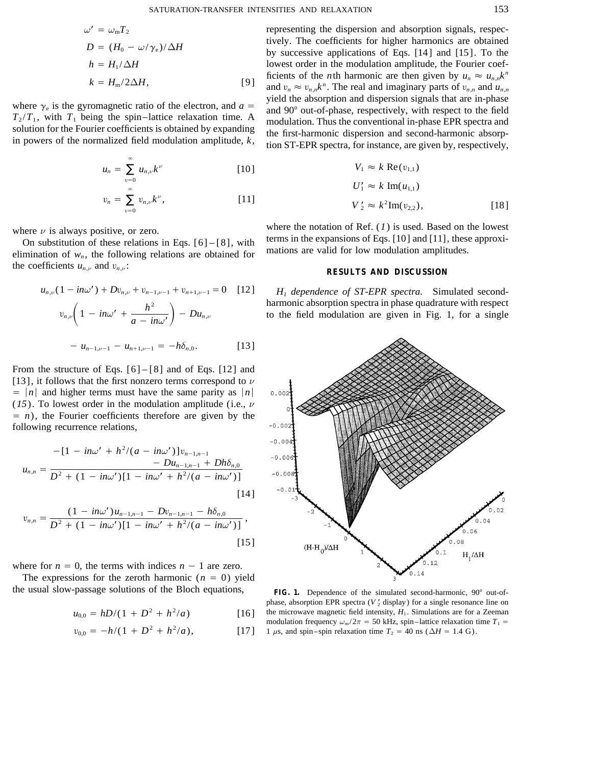$$\omega' = \omega_m T_2$$
$$D = (H_0 - \omega/\gamma_e)/\Delta H$$
$$h = H_1/\Delta H$$
$$k = H_m/2\Delta H, \quad [9]$$

where $\gamma_e$ is the gyromagnetic ratio of the electron, and $a = T_2/T_1$, with $T_1$ being the spin–lattice relaxation time. A solution for the Fourier coefficients is obtained by expanding in powers of the normalized field modulation amplitude, $k$,

$$u_n = \sum_{\nu=0}^{\infty} u_{n,\nu} k^{\nu} \quad [10]$$

$$v_n = \sum_{\nu=0}^{\infty} v_{n,\nu} k^{\nu}, \quad [11]$$

where $\nu$ is always positive, or zero.

On substitution of these relations in Eqs. [6]–[8], with elimination of $w_n$, the following relations are obtained for the coefficients $u_{n,\nu}$ and $v_{n,\nu}$:

$$u_{n,\nu}(1 - in\omega') + Dv_{n,\nu} + v_{n-1,\nu-1} + v_{n+1,\nu-1} = 0 \quad [12]$$

$$v_{n,\nu}\left(1 - in\omega' + \frac{h^2}{a - in\omega'}\right) - Du_{n,\nu} - u_{n-1,\nu-1} - u_{n+1,\nu-1} = -h\delta_{n,0}. \quad [13]$$

From the structure of Eqs. [6]–[8] and of Eqs. [12] and [13], it follows that the first nonzero terms correspond to $\nu = |n|$ and higher terms must have the same parity as $|n|$ (*15*). To lowest order in the modulation amplitude (i.e., $\nu = n$), the Fourier coefficients therefore are given by the following recurrence relations,

$$u_{n,n} = \frac{-[1 - in\omega' + h^2/(a - in\omega')]v_{n-1,n-1} - Du_{n-1,n-1} + Dh\delta_{n,0}}{D^2 + (1 - in\omega')[1 - in\omega' + h^2/(a - in\omega')]} \quad [14]$$

$$v_{n,n} = \frac{(1 - in\omega')u_{n-1,n-1} - Dv_{n-1,n-1} - h\delta_{n,0}}{D^2 + (1 - in\omega')[1 - in\omega' + h^2/(a - in\omega')]}, \quad [15]$$

where for $n = 0$, the terms with indices $n - 1$ are zero.

The expressions for the zeroth harmonic ($n = 0$) yield the usual slow-passage solutions of the Bloch equations,

$$u_{0,0} = hD/(1 + D^2 + h^2/a) \quad [16]$$

$$v_{0,0} = -h/(1 + D^2 + h^2/a), \quad [17]$$

representing the dispersion and absorption signals, respectively. The coefficients for higher harmonics are obtained by successive applications of Eqs. [14] and [15]. To the lowest order in the modulation amplitude, the Fourier coefficients of the $n$th harmonic are then given by $u_n \approx u_{n,n}k^n$ and $v_n \approx v_{n,n}k^n$. The real and imaginary parts of $v_{n,n}$ and $u_{n,n}$ yield the absorption and dispersion signals that are in-phase and 90° out-of-phase, respectively, with respect to the field modulation. Thus the conventional in-phase EPR spectra and the first-harmonic dispersion and second-harmonic absorption ST-EPR spectra, for instance, are given by, respectively,

$$V_1 \approx k\,\mathrm{Re}(v_{1,1})$$
$$U_1' \approx k\,\mathrm{Im}(u_{1,1})$$
$$V_2' \approx k^2\mathrm{Im}(v_{2,2}), \quad [18]$$

where the notation of Ref. (*1*) is used. Based on the lowest terms in the expansions of Eqs. [10] and [11], these approximations are valid for low modulation amplitudes.

## RESULTS AND DISCUSSION

*$H_1$ dependence of ST-EPR spectra.* Simulated second-harmonic absorption spectra in phase quadrature with respect to the field modulation are given in Fig. 1, for a single

**FIG. 1.** Dependence of the simulated second-harmonic, 90° out-of-phase, absorption EPR spectra ($V_2'$ display) for a single resonance line on the microwave magnetic field intensity, $H_1$. Simulations are for a Zeeman modulation frequency $\omega_m/2\pi = 50$ kHz, spin–lattice relaxation time $T_1 = 1\ \mu$s, and spin–spin relaxation time $T_2 = 40$ ns ($\Delta H = 1.4$ G).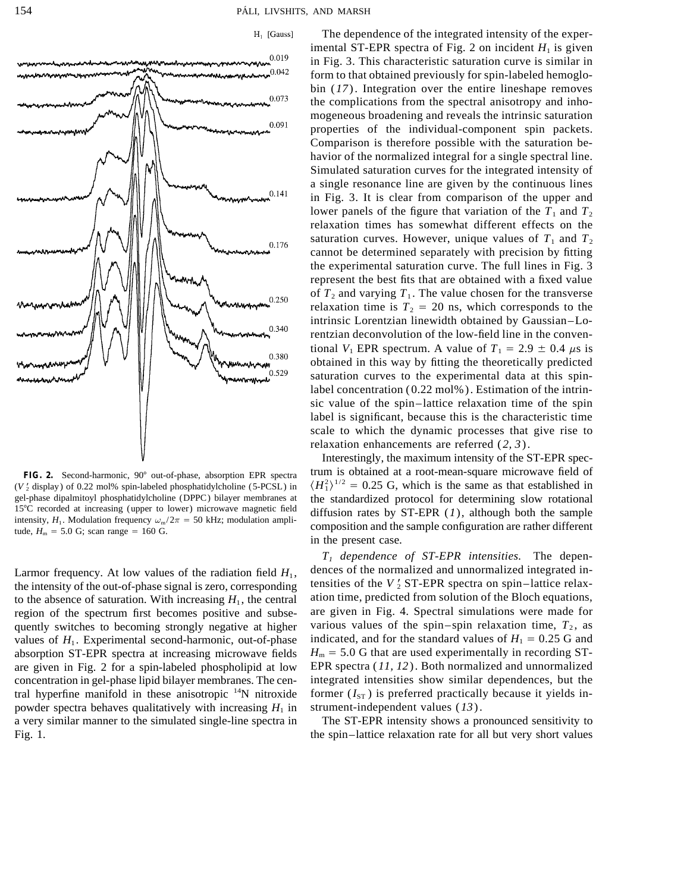Larmor frequency. At low values of the radiation field $H_1$, the intensity of the out-of-phase signal is zero, corresponding to the absence of saturation. With increasing $H_1$, the central region of the spectrum first becomes positive and subsequently switches to becoming strongly negative at higher values of $H_1$. Experimental second-harmonic, out-of-phase absorption ST-EPR spectra at increasing microwave fields are given in Fig. 2 for a spin-labeled phospholipid at low concentration in gel-phase lipid bilayer membranes. The central hyperfine manifold in these anisotropic $^{14}$N nitroxide powder spectra behaves qualitatively with increasing $H_1$ in a very similar manner to the simulated single-line spectra in Fig. 1.

**FIG. 2.** Second-harmonic, 90° out-of-phase, absorption EPR spectra ($V_2'$ display) of 0.22 mol% spin-labeled phosphatidylcholine (5-PCSL) in gel-phase dipalmitoyl phosphatidylcholine (DPPC) bilayer membranes at 15°C recorded at increasing (upper to lower) microwave magnetic field intensity, $H_1$. Modulation frequency $\omega_m/2\pi = 50$ kHz; modulation amplitude, $H_m = 5.0$ G; scan range = 160 G.

The dependence of the integrated intensity of the experimental ST-EPR spectra of Fig. 2 on incident $H_1$ is given in Fig. 3. This characteristic saturation curve is similar in form to that obtained previously for spin-labeled hemoglobin (*17*). Integration over the entire lineshape removes the complications from the spectral anisotropy and inhomogeneous broadening and reveals the intrinsic saturation properties of the individual-component spin packets. Comparison is therefore possible with the saturation behavior of the normalized integral for a single spectral line. Simulated saturation curves for the integrated intensity of a single resonance line are given by the continuous lines in Fig. 3. It is clear from comparison of the upper and lower panels of the figure that variation of the $T_1$ and $T_2$ relaxation times has somewhat different effects on the saturation curves. However, unique values of $T_1$ and $T_2$ cannot be determined separately with precision by fitting the experimental saturation curve. The full lines in Fig. 3 represent the best fits that are obtained with a fixed value of $T_2$ and varying $T_1$. The value chosen for the transverse relaxation time is $T_2 = 20$ ns, which corresponds to the intrinsic Lorentzian linewidth obtained by Gaussian–Lorentzian deconvolution of the low-field line in the conventional $V_1$ EPR spectrum. A value of $T_1 = 2.9 \pm 0.4$ μs is obtained in this way by fitting the theoretically predicted saturation curves to the experimental data at this spin-label concentration (0.22 mol%). Estimation of the intrinsic value of the spin–lattice relaxation time of the spin label is significant, because this is the characteristic time scale to which the dynamic processes that give rise to relaxation enhancements are referred (*2, 3*).

Interestingly, the maximum intensity of the ST-EPR spectrum is obtained at a root-mean-square microwave field of $\langle H_1^2 \rangle^{1/2} = 0.25$ G, which is the same as that established in the standardized protocol for determining slow rotational diffusion rates by ST-EPR (*1*), although both the sample composition and the sample configuration are rather different in the present case.

*$T_1$ dependence of ST-EPR intensities.* The dependences of the normalized and unnormalized integrated intensities of the $V_2'$ ST-EPR spectra on spin–lattice relaxation time, predicted from solution of the Bloch equations, are given in Fig. 4. Spectral simulations were made for various values of the spin–spin relaxation time, $T_2$, as indicated, and for the standard values of $H_1 = 0.25$ G and $H_m = 5.0$ G that are used experimentally in recording ST-EPR spectra (*11, 12*). Both normalized and unnormalized integrated intensities show similar dependences, but the former ($I_{ST}$) is preferred practically because it yields instrument-independent values (*13*).

The ST-EPR intensity shows a pronounced sensitivity to the spin–lattice relaxation rate for all but very short values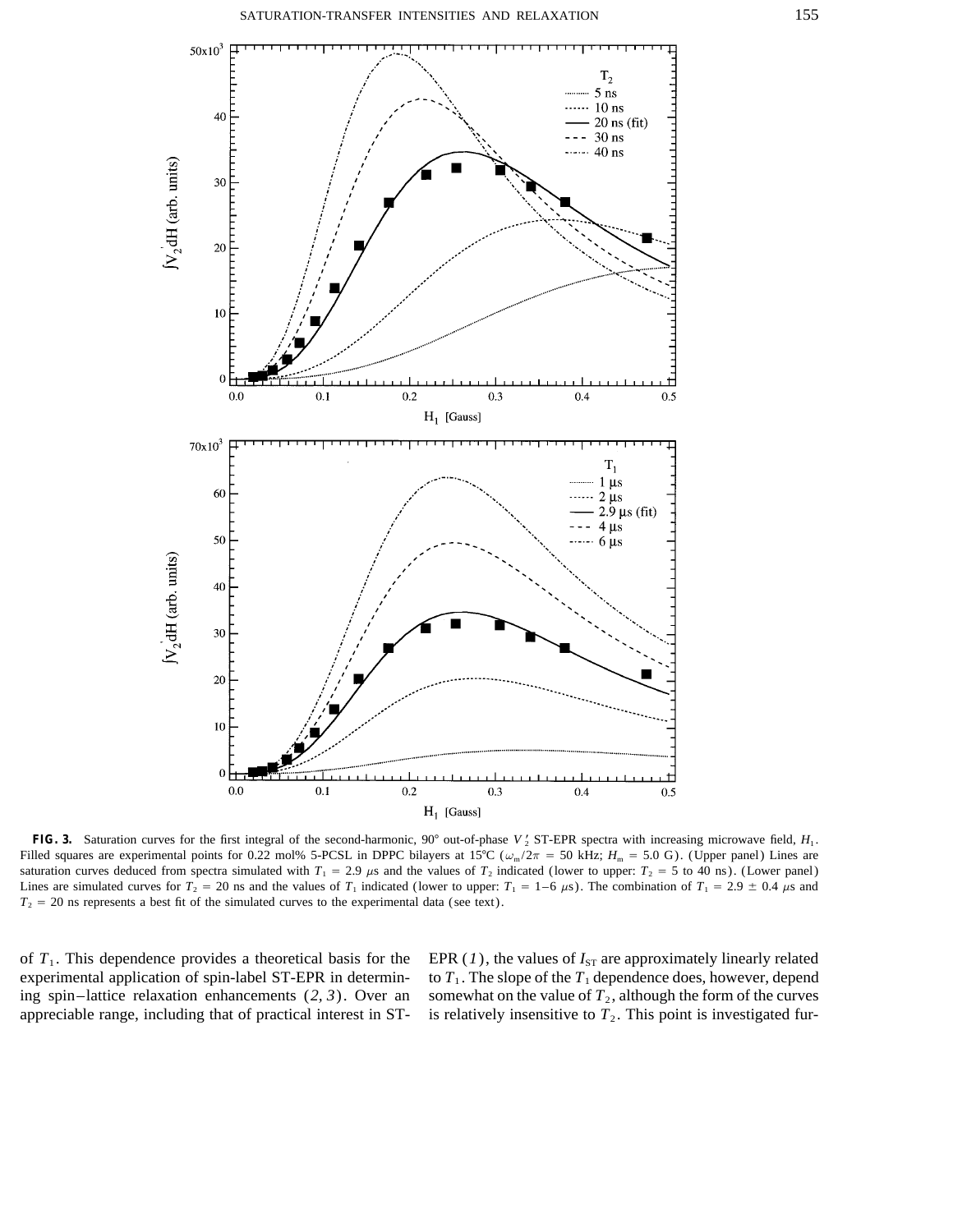**FIG. 3.** Saturation curves for the first integral of the second-harmonic, 90° out-of-phase $V_2'$ ST-EPR spectra with increasing microwave field, $H_1$. Filled squares are experimental points for 0.22 mol% 5-PCSL in DPPC bilayers at 15°C ($\omega_m/2\pi$ = 50 kHz; $H_m$ = 5.0 G). (Upper panel) Lines are saturation curves deduced from spectra simulated with $T_1$ = 2.9 $\mu$s and the values of $T_2$ indicated (lower to upper: $T_2$ = 5 to 40 ns). (Lower panel) Lines are simulated curves for $T_2$ = 20 ns and the values of $T_1$ indicated (lower to upper: $T_1$ = 1–6 $\mu$s). The combination of $T_1$ = 2.9 ± 0.4 $\mu$s and $T_2$ = 20 ns represents a best fit of the simulated curves to the experimental data (see text).

of $T_1$. This dependence provides a theoretical basis for the experimental application of spin-label ST-EPR in determining spin–lattice relaxation enhancements (*2, 3*). Over an appreciable range, including that of practical interest in ST-EPR (*1*), the values of $I_{ST}$ are approximately linearly related to $T_1$. The slope of the $T_1$ dependence does, however, depend somewhat on the value of $T_2$, although the form of the curves is relatively insensitive to $T_2$. This point is investigated fur-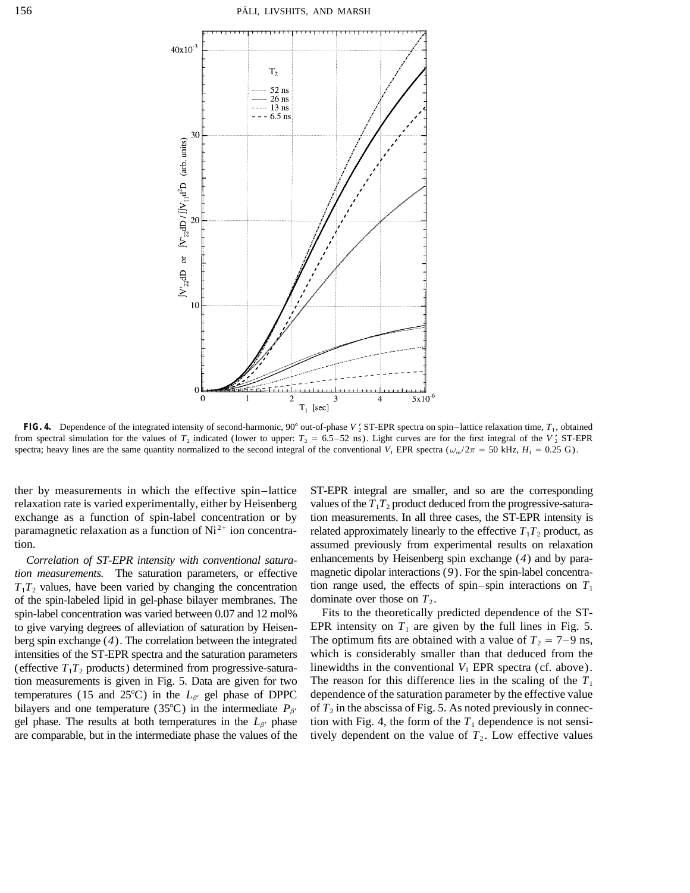**FIG. 4.** Dependence of the integrated intensity of second-harmonic, 90° out-of-phase $V_2'$ ST-EPR spectra on spin–lattice relaxation time, $T_1$, obtained from spectral simulation for the values of $T_2$ indicated (lower to upper: $T_2$ = 6.5–52 ns). Light curves are for the first integral of the $V_2'$ ST-EPR spectra; heavy lines are the same quantity normalized to the second integral of the conventional $V_1$ EPR spectra ($\omega_m/2\pi$ = 50 kHz, $H_1$ = 0.25 G).

ther by measurements in which the effective spin–lattice relaxation rate is varied experimentally, either by Heisenberg exchange as a function of spin-label concentration or by paramagnetic relaxation as a function of $Ni^{2+}$ ion concentration.

*Correlation of ST-EPR intensity with conventional saturation measurements.* The saturation parameters, or effective $T_1T_2$ values, have been varied by changing the concentration of the spin-labeled lipid in gel-phase bilayer membranes. The spin-label concentration was varied between 0.07 and 12 mol% to give varying degrees of alleviation of saturation by Heisenberg spin exchange (*4*). The correlation between the integrated intensities of the ST-EPR spectra and the saturation parameters (effective $T_1T_2$ products) determined from progressive-saturation measurements is given in Fig. 5. Data are given for two temperatures (15 and 25°C) in the $L_{\beta'}$ gel phase of DPPC bilayers and one temperature (35°C) in the intermediate $P_{\beta'}$ gel phase. The results at both temperatures in the $L_{\beta'}$ phase are comparable, but in the intermediate phase the values of the ST-EPR integral are smaller, and so are the corresponding values of the $T_1T_2$ product deduced from the progressive-saturation measurements. In all three cases, the ST-EPR intensity is related approximately linearly to the effective $T_1T_2$ product, as assumed previously from experimental results on relaxation enhancements by Heisenberg spin exchange (*4*) and by paramagnetic dipolar interactions (*9*). For the spin-label concentration range used, the effects of spin–spin interactions on $T_1$ dominate over those on $T_2$.

Fits to the theoretically predicted dependence of the ST-EPR intensity on $T_1$ are given by the full lines in Fig. 5. The optimum fits are obtained with a value of $T_2$ = 7–9 ns, which is considerably smaller than that deduced from the linewidths in the conventional $V_1$ EPR spectra (cf. above). The reason for this difference lies in the scaling of the $T_1$ dependence of the saturation parameter by the effective value of $T_2$ in the abscissa of Fig. 5. As noted previously in connection with Fig. 4, the form of the $T_1$ dependence is not sensitively dependent on the value of $T_2$. Low effective values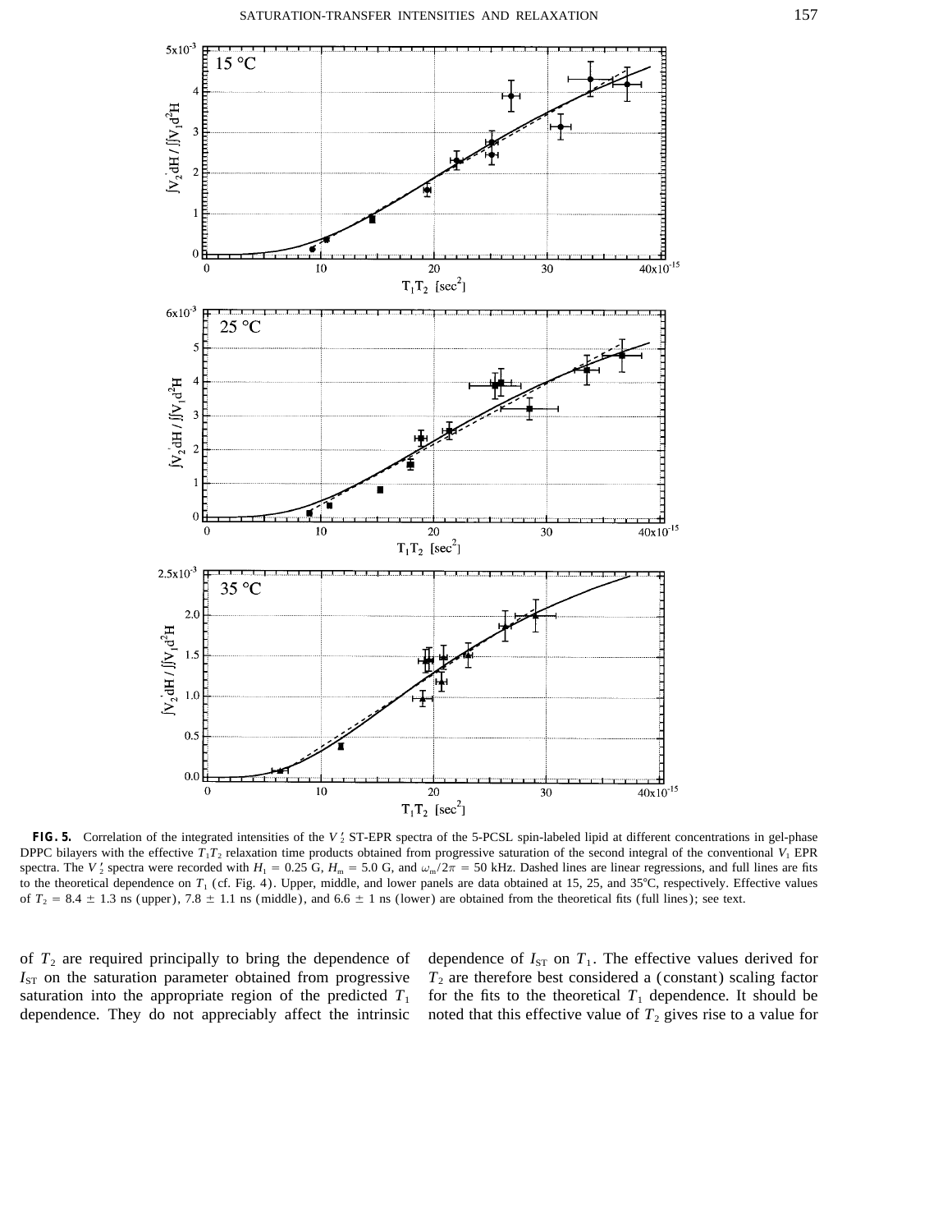**FIG. 5.** Correlation of the integrated intensities of the $V_2'$ ST-EPR spectra of the 5-PCSL spin-labeled lipid at different concentrations in gel-phase DPPC bilayers with the effective $T_1T_2$ relaxation time products obtained from progressive saturation of the second integral of the conventional $V_1$ EPR spectra. The $V_2'$ spectra were recorded with $H_1 = 0.25$ G, $H_m = 5.0$ G, and $\omega_m/2\pi = 50$ kHz. Dashed lines are linear regressions, and full lines are fits to the theoretical dependence on $T_1$ (cf. Fig. 4). Upper, middle, and lower panels are data obtained at 15, 25, and 35°C, respectively. Effective values of $T_2 = 8.4 \pm 1.3$ ns (upper), $7.8 \pm 1.1$ ns (middle), and $6.6 \pm 1$ ns (lower) are obtained from the theoretical fits (full lines); see text.

of $T_2$ are required principally to bring the dependence of $I_{ST}$ on the saturation parameter obtained from progressive saturation into the appropriate region of the predicted $T_1$ dependence. They do not appreciably affect the intrinsic dependence of $I_{ST}$ on $T_1$. The effective values derived for $T_2$ are therefore best considered a (constant) scaling factor for the fits to the theoretical $T_1$ dependence. It should be noted that this effective value of $T_2$ gives rise to a value for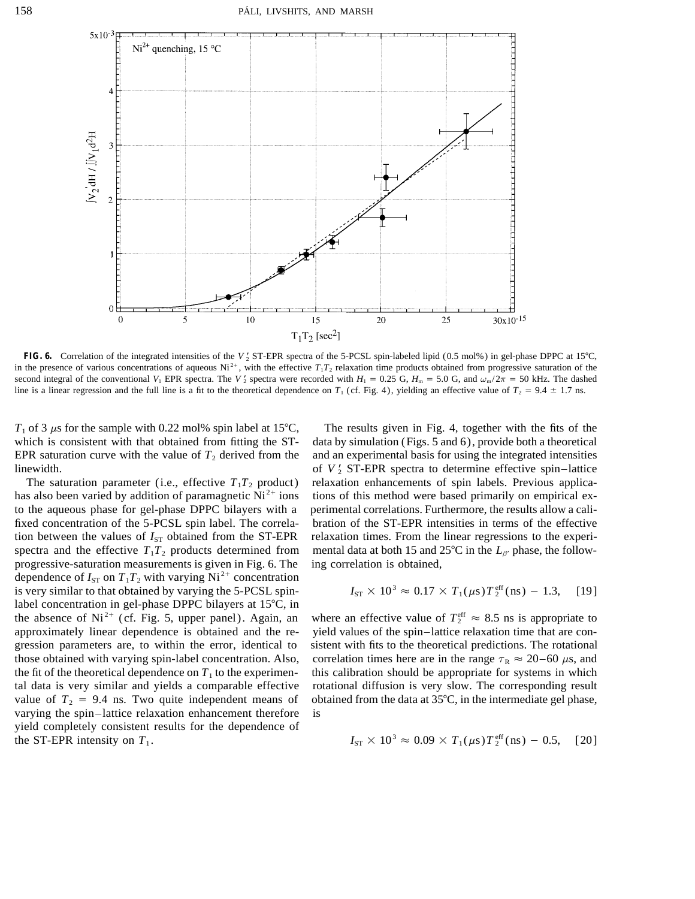**FIG. 6.** Correlation of the integrated intensities of the $V_2'$ ST-EPR spectra of the 5-PCSL spin-labeled lipid (0.5 mol%) in gel-phase DPPC at 15°C, in the presence of various concentrations of aqueous $Ni^{2+}$, with the effective $T_1T_2$ relaxation time products obtained from progressive saturation of the second integral of the conventional $V_1$ EPR spectra. The $V_2'$ spectra were recorded with $H_1 = 0.25$ G, $H_m = 5.0$ G, and $\omega_m/2\pi = 50$ kHz. The dashed line is a linear regression and the full line is a fit to the theoretical dependence on $T_1$ (cf. Fig. 4), yielding an effective value of $T_2 = 9.4 \pm 1.7$ ns.

$T_1$ of 3 $\mu$s for the sample with 0.22 mol% spin label at 15°C, which is consistent with that obtained from fitting the ST-EPR saturation curve with the value of $T_2$ derived from the linewidth.

The saturation parameter (i.e., effective $T_1T_2$ product) has also been varied by addition of paramagnetic $Ni^{2+}$ ions to the aqueous phase for gel-phase DPPC bilayers with a fixed concentration of the 5-PCSL spin label. The correlation between the values of $I_{ST}$ obtained from the ST-EPR spectra and the effective $T_1T_2$ products determined from progressive-saturation measurements is given in Fig. 6. The dependence of $I_{ST}$ on $T_1T_2$ with varying $Ni^{2+}$ concentration is very similar to that obtained by varying the 5-PCSL spin-label concentration in gel-phase DPPC bilayers at 15°C, in the absence of $Ni^{2+}$ (cf. Fig. 5, upper panel). Again, an approximately linear dependence is obtained and the regression parameters are, to within the error, identical to those obtained with varying spin-label concentration. Also, the fit of the theoretical dependence on $T_1$ to the experimental data is very similar and yields a comparable effective value of $T_2 = 9.4$ ns. Two quite independent means of varying the spin–lattice relaxation enhancement therefore yield completely consistent results for the dependence of the ST-EPR intensity on $T_1$.

The results given in Fig. 4, together with the fits of the data by simulation (Figs. 5 and 6), provide both a theoretical and an experimental basis for using the integrated intensities of $V_2'$ ST-EPR spectra to determine effective spin–lattice relaxation enhancements of spin labels. Previous applications of this method were based primarily on empirical experimental correlations. Furthermore, the results allow a calibration of the ST-EPR intensities in terms of the effective relaxation times. From the linear regressions to the experimental data at both 15 and 25°C in the $L_{\beta'}$ phase, the following correlation is obtained,

$$I_{ST} \times 10^3 \approx 0.17 \times T_1(\mu s)T_2^{eff}(ns) - 1.3, \quad [19]$$

where an effective value of $T_2^{eff} \approx 8.5$ ns is appropriate to yield values of the spin–lattice relaxation time that are consistent with fits to the theoretical predictions. The rotational correlation times here are in the range $\tau_R \approx 20$–$60$ $\mu$s, and this calibration should be appropriate for systems in which rotational diffusion is very slow. The corresponding result obtained from the data at 35°C, in the intermediate gel phase, is

$$I_{ST} \times 10^3 \approx 0.09 \times T_1(\mu s)T_2^{eff}(ns) - 0.5, \quad [20]$$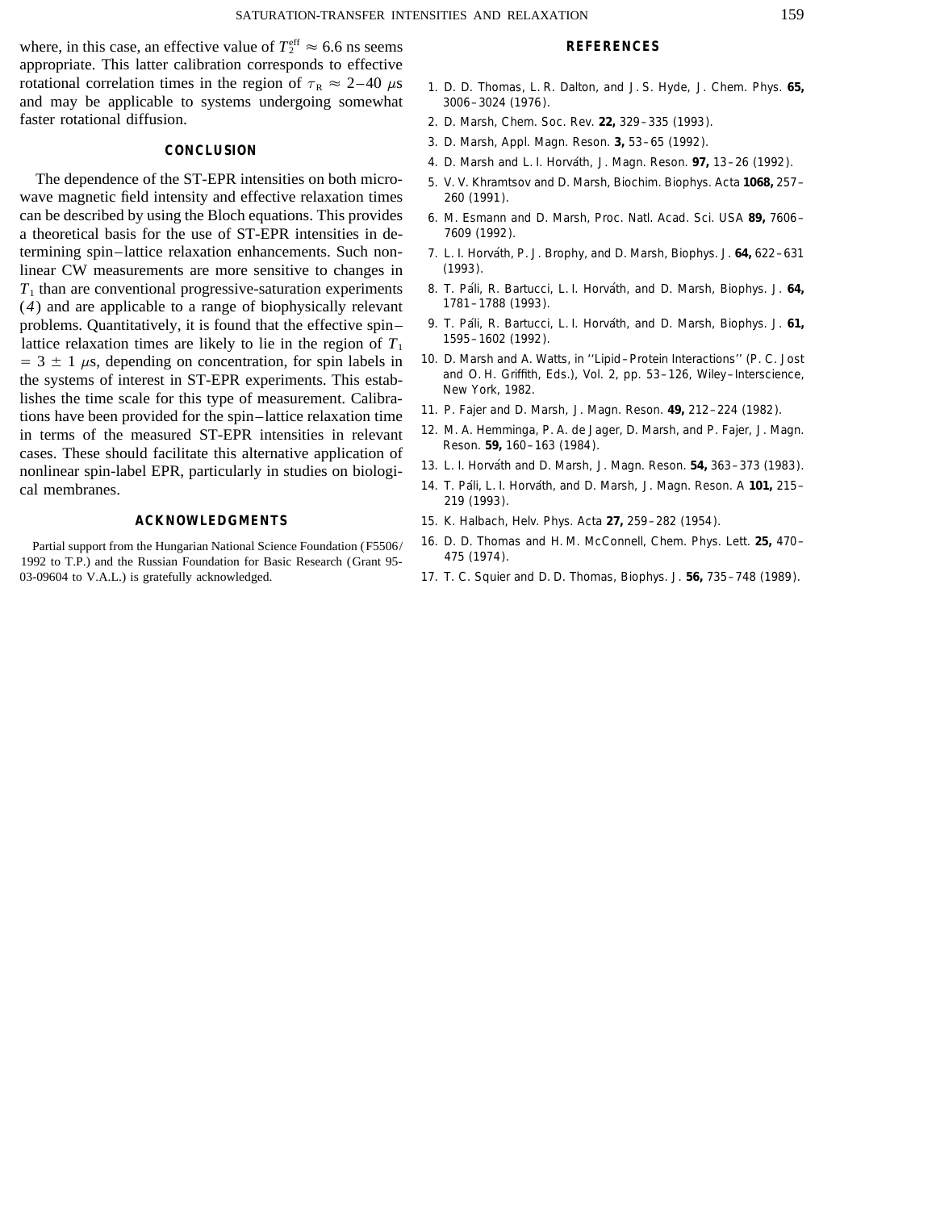where, in this case, an effective value of $T_2^{\text{eff}} \approx 6.6$ ns seems appropriate. This latter calibration corresponds to effective rotational correlation times in the region of $\tau_R \approx 2$–$40$ $\mu$s and may be applicable to systems undergoing somewhat faster rotational diffusion.

## CONCLUSION

The dependence of the ST-EPR intensities on both microwave magnetic field intensity and effective relaxation times can be described by using the Bloch equations. This provides a theoretical basis for the use of ST-EPR intensities in determining spin–lattice relaxation enhancements. Such nonlinear CW measurements are more sensitive to changes in $T_1$ than are conventional progressive-saturation experiments (*4*) and are applicable to a range of biophysically relevant problems. Quantitatively, it is found that the effective spin–lattice relaxation times are likely to lie in the region of $T_1 = 3 \pm 1$ $\mu$s, depending on concentration, for spin labels in the systems of interest in ST-EPR experiments. This establishes the time scale for this type of measurement. Calibrations have been provided for the spin–lattice relaxation time in terms of the measured ST-EPR intensities in relevant cases. These should facilitate this alternative application of nonlinear spin-label EPR, particularly in studies on biological membranes.

## ACKNOWLEDGMENTS

Partial support from the Hungarian National Science Foundation (F5506/1992 to T.P.) and the Russian Foundation for Basic Research (Grant 95-03-09604 to V.A.L.) is gratefully acknowledged.

## REFERENCES

1. D. D. Thomas, L. R. Dalton, and J. S. Hyde, J. Chem. Phys. **65,** 3006–3024 (1976).
2. D. Marsh, Chem. Soc. Rev. **22,** 329–335 (1993).
3. D. Marsh, Appl. Magn. Reson. **3,** 53–65 (1992).
4. D. Marsh and L. I. Horváth, J. Magn. Reson. **97,** 13–26 (1992).
5. V. V. Khramtsov and D. Marsh, Biochim. Biophys. Acta **1068,** 257–260 (1991).
6. M. Esmann and D. Marsh, Proc. Natl. Acad. Sci. USA **89,** 7606–7609 (1992).
7. L. I. Horváth, P. J. Brophy, and D. Marsh, Biophys. J. **64,** 622–631 (1993).
8. T. Páli, R. Bartucci, L. I. Horváth, and D. Marsh, Biophys. J. **64,** 1781–1788 (1993).
9. T. Páli, R. Bartucci, L. I. Horváth, and D. Marsh, Biophys. J. **61,** 1595–1602 (1992).
10. D. Marsh and A. Watts, in ''Lipid–Protein Interactions'' (P. C. Jost and O. H. Griffith, Eds.), Vol. 2, pp. 53–126, Wiley–Interscience, New York, 1982.
11. P. Fajer and D. Marsh, J. Magn. Reson. **49,** 212–224 (1982).
12. M. A. Hemminga, P. A. de Jager, D. Marsh, and P. Fajer, J. Magn. Reson. **59,** 160–163 (1984).
13. L. I. Horváth and D. Marsh, J. Magn. Reson. **54,** 363–373 (1983).
14. T. Páli, L. I. Horváth, and D. Marsh, J. Magn. Reson. A **101,** 215–219 (1993).
15. K. Halbach, Helv. Phys. Acta **27,** 259–282 (1954).
16. D. D. Thomas and H. M. McConnell, Chem. Phys. Lett. **25,** 470–475 (1974).
17. T. C. Squier and D. D. Thomas, Biophys. J. **56,** 735–748 (1989).